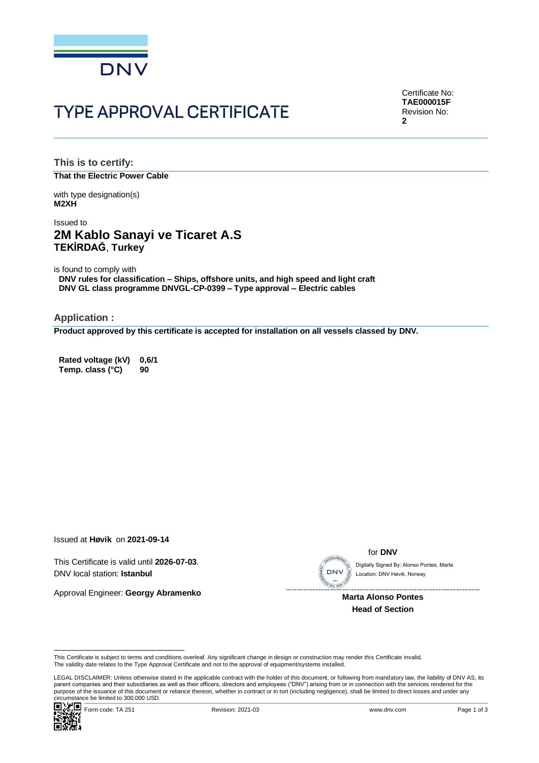DNV

# TYPE APPROVAL CERTIFICATE

Certificate No:
**TAE000015F**
Revision No:
**2**

## This is to certify:

**That the Electric Power Cable**

with type designation(s)
**M2XH**

Issued to
## 2M Kablo Sanayi ve Ticaret A.S
**TEKİRDAĞ**, **Turkey**

is found to comply with
**DNV rules for classification – Ships, offshore units, and high speed and light craft**
**DNV GL class programme DNVGL-CP-0399 – Type approval – Electric cables**

## Application :

**Product approved by this certificate is accepted for installation on all vessels classed by DNV.**

| | |
|---|---|
| **Rated voltage (kV)** | **0,6/1** |
| **Temp. class (°C)** | **90** |

Issued at **Høvik** on **2021-09-14**

This Certificate is valid until **2026-07-03**.
DNV local station: **Istanbul**

Approval Engineer: **Georgy Abramenko**

for **DNV**

Digitally Signed By: Alonso Pontes, Marta
Location: DNV Høvik, Norway

**Marta Alonso Pontes**
**Head of Section**

This Certificate is subject to terms and conditions overleaf. Any significant change in design or construction may render this Certificate invalid.
The validity date relates to the Type Approval Certificate and not to the approval of equipment/systems installed.

LEGAL DISCLAIMER: Unless otherwise stated in the applicable contract with the holder of this document, or following from mandatory law, the liability of DNV AS, its parent companies and their subsidiaries as well as their officers, directors and employees ("DNV") arising from or in connection with the services rendered for the purpose of the issuance of this document or reliance thereon, whether in contract or in tort (including negligence), shall be limited to direct losses and under any circumstance be limited to 300,000 USD.

Form code: TA 251 Revision: 2021-03 www.dnv.com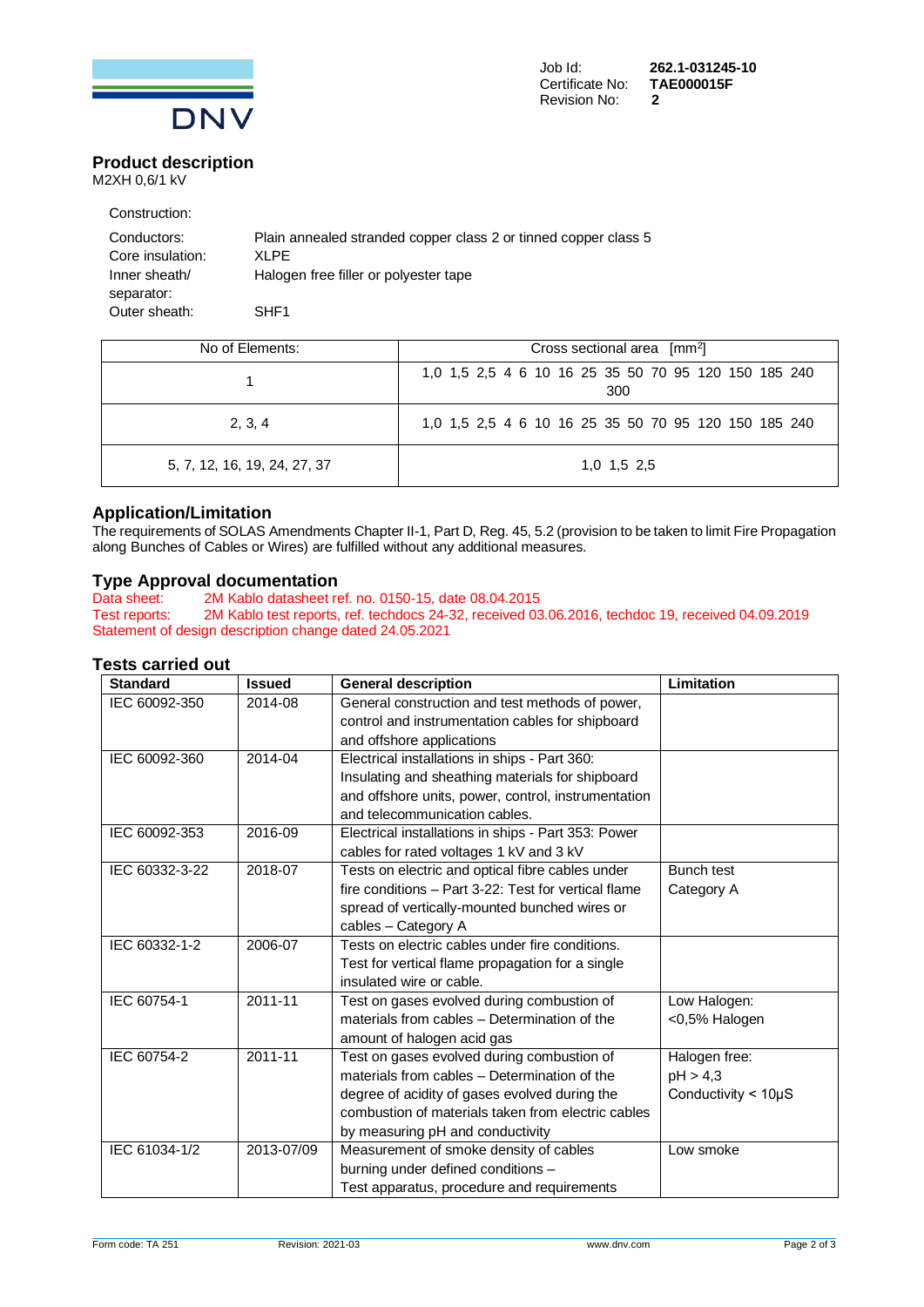Job Id: **262.1-031245-10**
Certificate No: **TAE000015F**
Revision No: **2**

## Product description

M2XH 0,6/1 kV

Construction:

| | |
|---|---|
| Conductors: | Plain annealed stranded copper class 2 or tinned copper class 5 |
| Core insulation: | XLPE |
| Inner sheath/ separator: | Halogen free filler or polyester tape |
| Outer sheath: | SHF1 |

| No of Elements: | Cross sectional area [mm$^2$] |
|---|---|
| 1 | 1,0 1,5 2,5 4 6 10 16 25 35 50 70 95 120 150 185 240 300 |
| 2, 3, 4 | 1,0 1,5 2,5 4 6 10 16 25 35 50 70 95 120 150 185 240 |
| 5, 7, 12, 16, 19, 24, 27, 37 | 1,0 1,5 2,5 |

## Application/Limitation

The requirements of SOLAS Amendments Chapter II-1, Part D, Reg. 45, 5.2 (provision to be taken to limit Fire Propagation along Bunches of Cables or Wires) are fulfilled without any additional measures.

## Type Approval documentation

Data sheet: 2M Kablo datasheet ref. no. 0150-15, date 08.04.2015
Test reports: 2M Kablo test reports, ref. techdocs 24-32, received 03.06.2016, techdoc 19, received 04.09.2019
Statement of design description change dated 24.05.2021

## Tests carried out

| Standard | Issued | General description | Limitation |
|---|---|---|---|
| IEC 60092-350 | 2014-08 | General construction and test methods of power, control and instrumentation cables for shipboard and offshore applications | |
| IEC 60092-360 | 2014-04 | Electrical installations in ships - Part 360: Insulating and sheathing materials for shipboard and offshore units, power, control, instrumentation and telecommunication cables. | |
| IEC 60092-353 | 2016-09 | Electrical installations in ships - Part 353: Power cables for rated voltages 1 kV and 3 kV | |
| IEC 60332-3-22 | 2018-07 | Tests on electric and optical fibre cables under fire conditions – Part 3-22: Test for vertical flame spread of vertically-mounted bunched wires or cables – Category A | Bunch test Category A |
| IEC 60332-1-2 | 2006-07 | Tests on electric cables under fire conditions. Test for vertical flame propagation for a single insulated wire or cable. | |
| IEC 60754-1 | 2011-11 | Test on gases evolved during combustion of materials from cables – Determination of the amount of halogen acid gas | Low Halogen: <0,5% Halogen |
| IEC 60754-2 | 2011-11 | Test on gases evolved during combustion of materials from cables – Determination of the degree of acidity of gases evolved during the combustion of materials taken from electric cables by measuring pH and conductivity | Halogen free: pH > 4,3 Conductivity < 10µS |
| IEC 61034-1/2 | 2013-07/09 | Measurement of smoke density of cables burning under defined conditions – Test apparatus, procedure and requirements | Low smoke |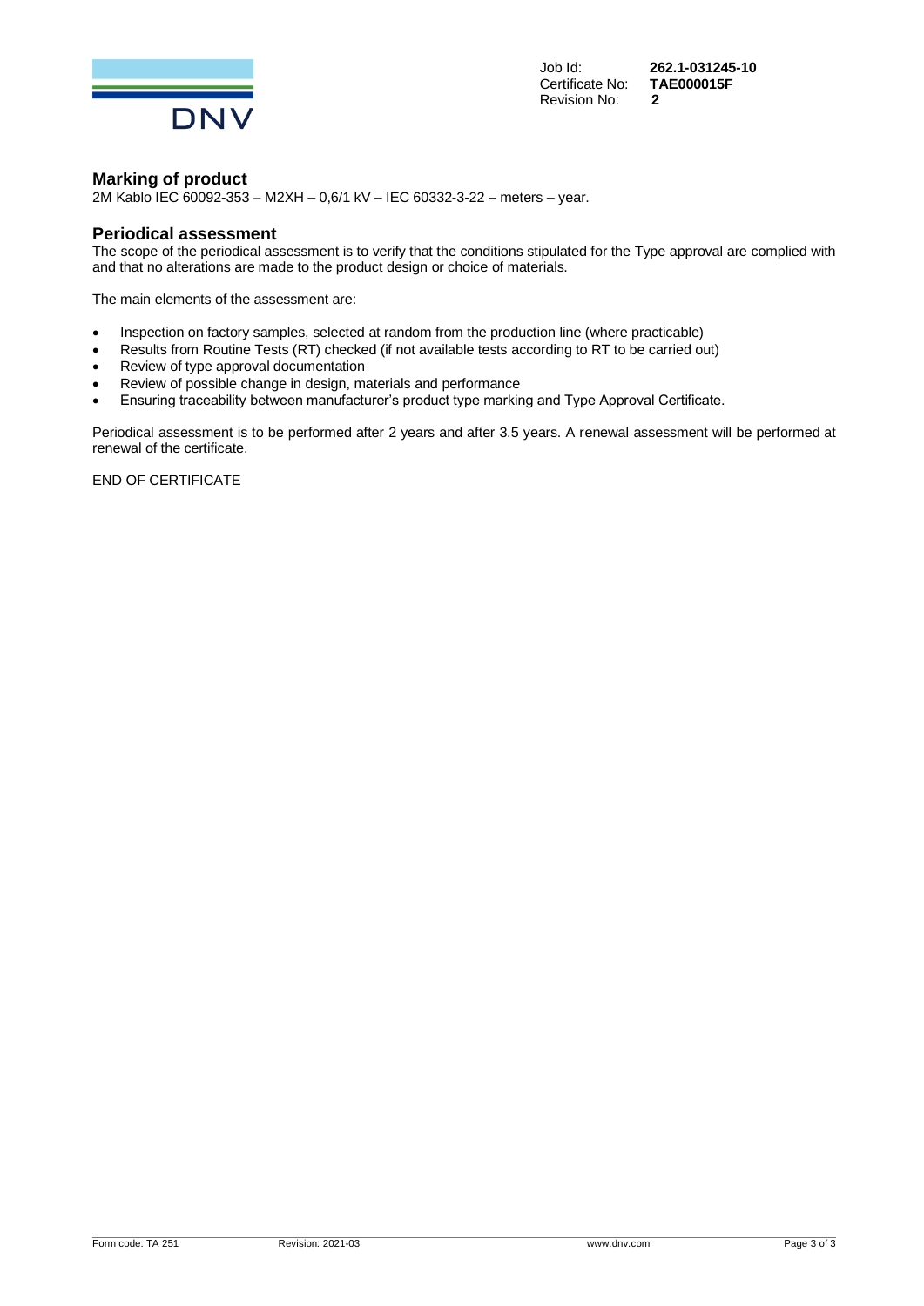Job Id: **262.1-031245-10**
Certificate No: **TAE000015F**
Revision No: **2**

## Marking of product

2M Kablo IEC 60092-353 – M2XH – 0,6/1 kV – IEC 60332-3-22 – meters – year.

## Periodical assessment

The scope of the periodical assessment is to verify that the conditions stipulated for the Type approval are complied with and that no alterations are made to the product design or choice of materials.

The main elements of the assessment are:

- Inspection on factory samples, selected at random from the production line (where practicable)
- Results from Routine Tests (RT) checked (if not available tests according to RT to be carried out)
- Review of type approval documentation
- Review of possible change in design, materials and performance
- Ensuring traceability between manufacturer's product type marking and Type Approval Certificate.

Periodical assessment is to be performed after 2 years and after 3.5 years. A renewal assessment will be performed at renewal of the certificate.

END OF CERTIFICATE